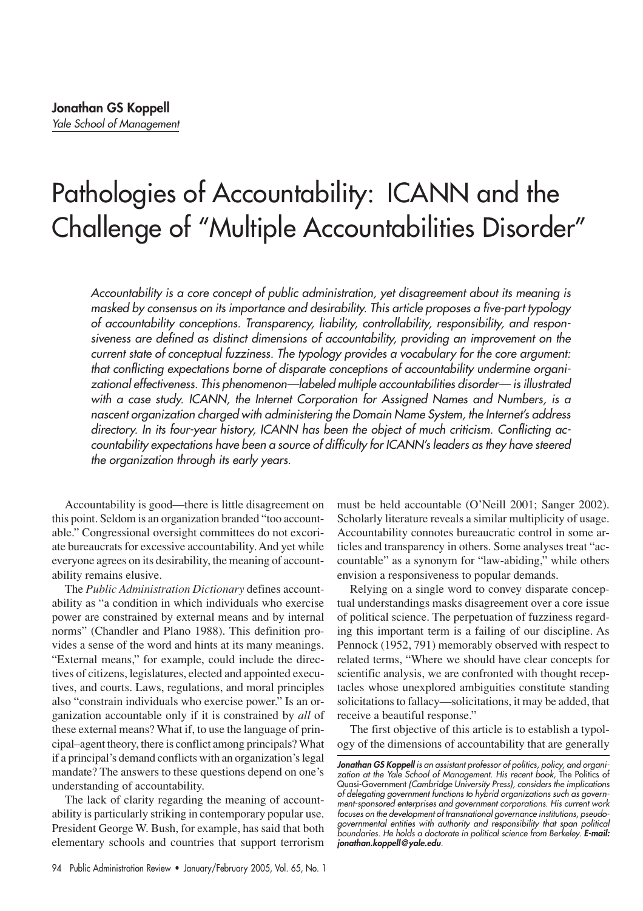**Jonathan GS Koppell**
*Yale School of Management*

# Pathologies of Accountability: ICANN and the Challenge of "Multiple Accountabilities Disorder"

*Accountability is a core concept of public administration, yet disagreement about its meaning is masked by consensus on its importance and desirability. This article proposes a five-part typology of accountability conceptions. Transparency, liability, controllability, responsibility, and responsiveness are defined as distinct dimensions of accountability, providing an improvement on the current state of conceptual fuzziness. The typology provides a vocabulary for the core argument: that conflicting expectations borne of disparate conceptions of accountability undermine organizational effectiveness. This phenomenon—labeled multiple accountabilities disorder— is illustrated with a case study. ICANN, the Internet Corporation for Assigned Names and Numbers, is a nascent organization charged with administering the Domain Name System, the Internet's address directory. In its four-year history, ICANN has been the object of much criticism. Conflicting accountability expectations have been a source of difficulty for ICANN's leaders as they have steered the organization through its early years.*

Accountability is good—there is little disagreement on this point. Seldom is an organization branded "too accountable." Congressional oversight committees do not excoriate bureaucrats for excessive accountability. And yet while everyone agrees on its desirability, the meaning of accountability remains elusive.

The *Public Administration Dictionary* defines accountability as "a condition in which individuals who exercise power are constrained by external means and by internal norms" (Chandler and Plano 1988). This definition provides a sense of the word and hints at its many meanings. "External means," for example, could include the directives of citizens, legislatures, elected and appointed executives, and courts. Laws, regulations, and moral principles also "constrain individuals who exercise power." Is an organization accountable only if it is constrained by *all* of these external means? What if, to use the language of principal–agent theory, there is conflict among principals? What if a principal's demand conflicts with an organization's legal mandate? The answers to these questions depend on one's understanding of accountability.

The lack of clarity regarding the meaning of accountability is particularly striking in contemporary popular use. President George W. Bush, for example, has said that both elementary schools and countries that support terrorism must be held accountable (O'Neill 2001; Sanger 2002). Scholarly literature reveals a similar multiplicity of usage. Accountability connotes bureaucratic control in some articles and transparency in others. Some analyses treat "accountable" as a synonym for "law-abiding," while others envision a responsiveness to popular demands.

Relying on a single word to convey disparate conceptual understandings masks disagreement over a core issue of political science. The perpetuation of fuzziness regarding this important term is a failing of our discipline. As Pennock (1952, 791) memorably observed with respect to related terms, "Where we should have clear concepts for scientific analysis, we are confronted with thought receptacles whose unexplored ambiguities constitute standing solicitations to fallacy—solicitations, it may be added, that receive a beautiful response."

The first objective of this article is to establish a typology of the dimensions of accountability that are generally

***Jonathan GS Koppell** is an assistant professor of politics, policy, and organization at the Yale School of Management. His recent book,* The Politics of Quasi-Government *(Cambridge University Press), considers the implications of delegating government functions to hybrid organizations such as government-sponsored enterprises and government corporations. His current work focuses on the development of transnational governance institutions, pseudo-governmental entities with authority and responsibility that span political boundaries. He holds a doctorate in political science from Berkeley.* ***E-mail: jonathan.koppell@yale.edu**.*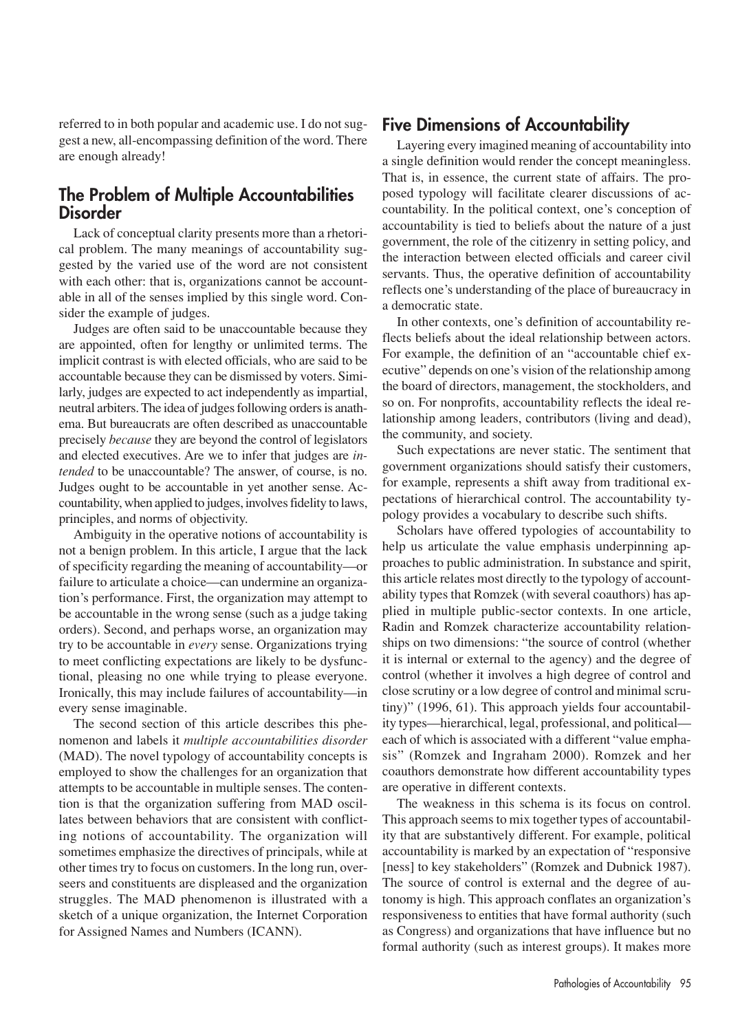referred to in both popular and academic use. I do not suggest a new, all-encompassing definition of the word. There are enough already!

## The Problem of Multiple Accountabilities Disorder

Lack of conceptual clarity presents more than a rhetorical problem. The many meanings of accountability suggested by the varied use of the word are not consistent with each other: that is, organizations cannot be accountable in all of the senses implied by this single word. Consider the example of judges.

Judges are often said to be unaccountable because they are appointed, often for lengthy or unlimited terms. The implicit contrast is with elected officials, who are said to be accountable because they can be dismissed by voters. Similarly, judges are expected to act independently as impartial, neutral arbiters. The idea of judges following orders is anathema. But bureaucrats are often described as unaccountable precisely *because* they are beyond the control of legislators and elected executives. Are we to infer that judges are *intended* to be unaccountable? The answer, of course, is no. Judges ought to be accountable in yet another sense. Accountability, when applied to judges, involves fidelity to laws, principles, and norms of objectivity.

Ambiguity in the operative notions of accountability is not a benign problem. In this article, I argue that the lack of specificity regarding the meaning of accountability—or failure to articulate a choice—can undermine an organization's performance. First, the organization may attempt to be accountable in the wrong sense (such as a judge taking orders). Second, and perhaps worse, an organization may try to be accountable in *every* sense. Organizations trying to meet conflicting expectations are likely to be dysfunctional, pleasing no one while trying to please everyone. Ironically, this may include failures of accountability—in every sense imaginable.

The second section of this article describes this phenomenon and labels it *multiple accountabilities disorder* (MAD). The novel typology of accountability concepts is employed to show the challenges for an organization that attempts to be accountable in multiple senses. The contention is that the organization suffering from MAD oscillates between behaviors that are consistent with conflicting notions of accountability. The organization will sometimes emphasize the directives of principals, while at other times try to focus on customers. In the long run, overseers and constituents are displeased and the organization struggles. The MAD phenomenon is illustrated with a sketch of a unique organization, the Internet Corporation for Assigned Names and Numbers (ICANN).

## Five Dimensions of Accountability

Layering every imagined meaning of accountability into a single definition would render the concept meaningless. That is, in essence, the current state of affairs. The proposed typology will facilitate clearer discussions of accountability. In the political context, one's conception of accountability is tied to beliefs about the nature of a just government, the role of the citizenry in setting policy, and the interaction between elected officials and career civil servants. Thus, the operative definition of accountability reflects one's understanding of the place of bureaucracy in a democratic state.

In other contexts, one's definition of accountability reflects beliefs about the ideal relationship between actors. For example, the definition of an "accountable chief executive" depends on one's vision of the relationship among the board of directors, management, the stockholders, and so on. For nonprofits, accountability reflects the ideal relationship among leaders, contributors (living and dead), the community, and society.

Such expectations are never static. The sentiment that government organizations should satisfy their customers, for example, represents a shift away from traditional expectations of hierarchical control. The accountability typology provides a vocabulary to describe such shifts.

Scholars have offered typologies of accountability to help us articulate the value emphasis underpinning approaches to public administration. In substance and spirit, this article relates most directly to the typology of accountability types that Romzek (with several coauthors) has applied in multiple public-sector contexts. In one article, Radin and Romzek characterize accountability relationships on two dimensions: "the source of control (whether it is internal or external to the agency) and the degree of control (whether it involves a high degree of control and close scrutiny or a low degree of control and minimal scrutiny)" (1996, 61). This approach yields four accountability types—hierarchical, legal, professional, and political—each of which is associated with a different "value emphasis" (Romzek and Ingraham 2000). Romzek and her coauthors demonstrate how different accountability types are operative in different contexts.

The weakness in this schema is its focus on control. This approach seems to mix together types of accountability that are substantively different. For example, political accountability is marked by an expectation of "responsive [ness] to key stakeholders" (Romzek and Dubnick 1987). The source of control is external and the degree of autonomy is high. This approach conflates an organization's responsiveness to entities that have formal authority (such as Congress) and organizations that have influence but no formal authority (such as interest groups). It makes more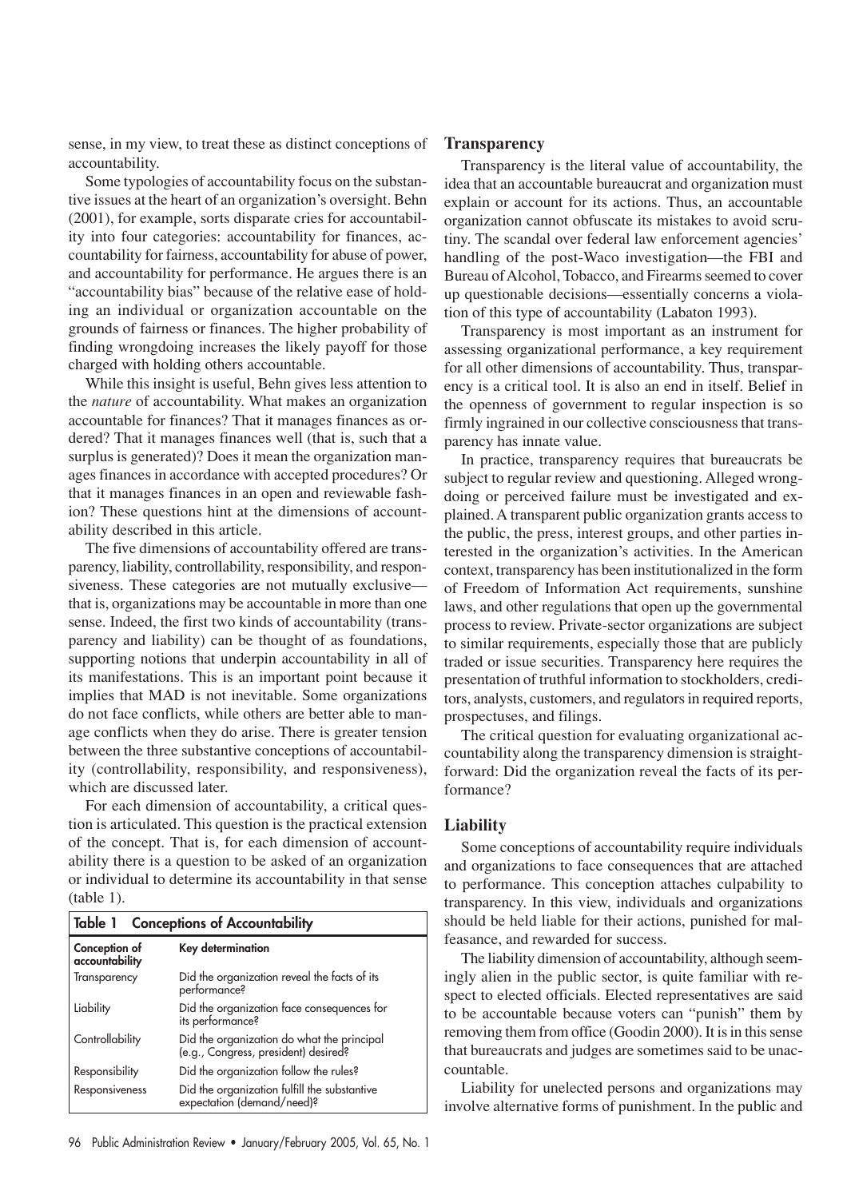sense, in my view, to treat these as distinct conceptions of accountability.

Some typologies of accountability focus on the substantive issues at the heart of an organization's oversight. Behn (2001), for example, sorts disparate cries for accountability into four categories: accountability for finances, accountability for fairness, accountability for abuse of power, and accountability for performance. He argues there is an "accountability bias" because of the relative ease of holding an individual or organization accountable on the grounds of fairness or finances. The higher probability of finding wrongdoing increases the likely payoff for those charged with holding others accountable.

While this insight is useful, Behn gives less attention to the *nature* of accountability. What makes an organization accountable for finances? That it manages finances as ordered? That it manages finances well (that is, such that a surplus is generated)? Does it mean the organization manages finances in accordance with accepted procedures? Or that it manages finances in an open and reviewable fashion? These questions hint at the dimensions of accountability described in this article.

The five dimensions of accountability offered are transparency, liability, controllability, responsibility, and responsiveness. These categories are not mutually exclusive—that is, organizations may be accountable in more than one sense. Indeed, the first two kinds of accountability (transparency and liability) can be thought of as foundations, supporting notions that underpin accountability in all of its manifestations. This is an important point because it implies that MAD is not inevitable. Some organizations do not face conflicts, while others are better able to manage conflicts when they do arise. There is greater tension between the three substantive conceptions of accountability (controllability, responsibility, and responsiveness), which are discussed later.

For each dimension of accountability, a critical question is articulated. This question is the practical extension of the concept. That is, for each dimension of accountability there is a question to be asked of an organization or individual to determine its accountability in that sense (table 1).

**Table 1 Conceptions of Accountability**

| Conception of accountability | Key determination |
|---|---|
| Transparency | Did the organization reveal the facts of its performance? |
| Liability | Did the organization face consequences for its performance? |
| Controllability | Did the organization do what the principal (e.g., Congress, president) desired? |
| Responsibility | Did the organization follow the rules? |
| Responsiveness | Did the organization fulfill the substantive expectation (demand/need)? |

## Transparency

Transparency is the literal value of accountability, the idea that an accountable bureaucrat and organization must explain or account for its actions. Thus, an accountable organization cannot obfuscate its mistakes to avoid scrutiny. The scandal over federal law enforcement agencies' handling of the post-Waco investigation—the FBI and Bureau of Alcohol, Tobacco, and Firearms seemed to cover up questionable decisions—essentially concerns a violation of this type of accountability (Labaton 1993).

Transparency is most important as an instrument for assessing organizational performance, a key requirement for all other dimensions of accountability. Thus, transparency is a critical tool. It is also an end in itself. Belief in the openness of government to regular inspection is so firmly ingrained in our collective consciousness that transparency has innate value.

In practice, transparency requires that bureaucrats be subject to regular review and questioning. Alleged wrongdoing or perceived failure must be investigated and explained. A transparent public organization grants access to the public, the press, interest groups, and other parties interested in the organization's activities. In the American context, transparency has been institutionalized in the form of Freedom of Information Act requirements, sunshine laws, and other regulations that open up the governmental process to review. Private-sector organizations are subject to similar requirements, especially those that are publicly traded or issue securities. Transparency here requires the presentation of truthful information to stockholders, creditors, analysts, customers, and regulators in required reports, prospectuses, and filings.

The critical question for evaluating organizational accountability along the transparency dimension is straightforward: Did the organization reveal the facts of its performance?

## Liability

Some conceptions of accountability require individuals and organizations to face consequences that are attached to performance. This conception attaches culpability to transparency. In this view, individuals and organizations should be held liable for their actions, punished for malfeasance, and rewarded for success.

The liability dimension of accountability, although seemingly alien in the public sector, is quite familiar with respect to elected officials. Elected representatives are said to be accountable because voters can "punish" them by removing them from office (Goodin 2000). It is in this sense that bureaucrats and judges are sometimes said to be unaccountable.

Liability for unelected persons and organizations may involve alternative forms of punishment. In the public and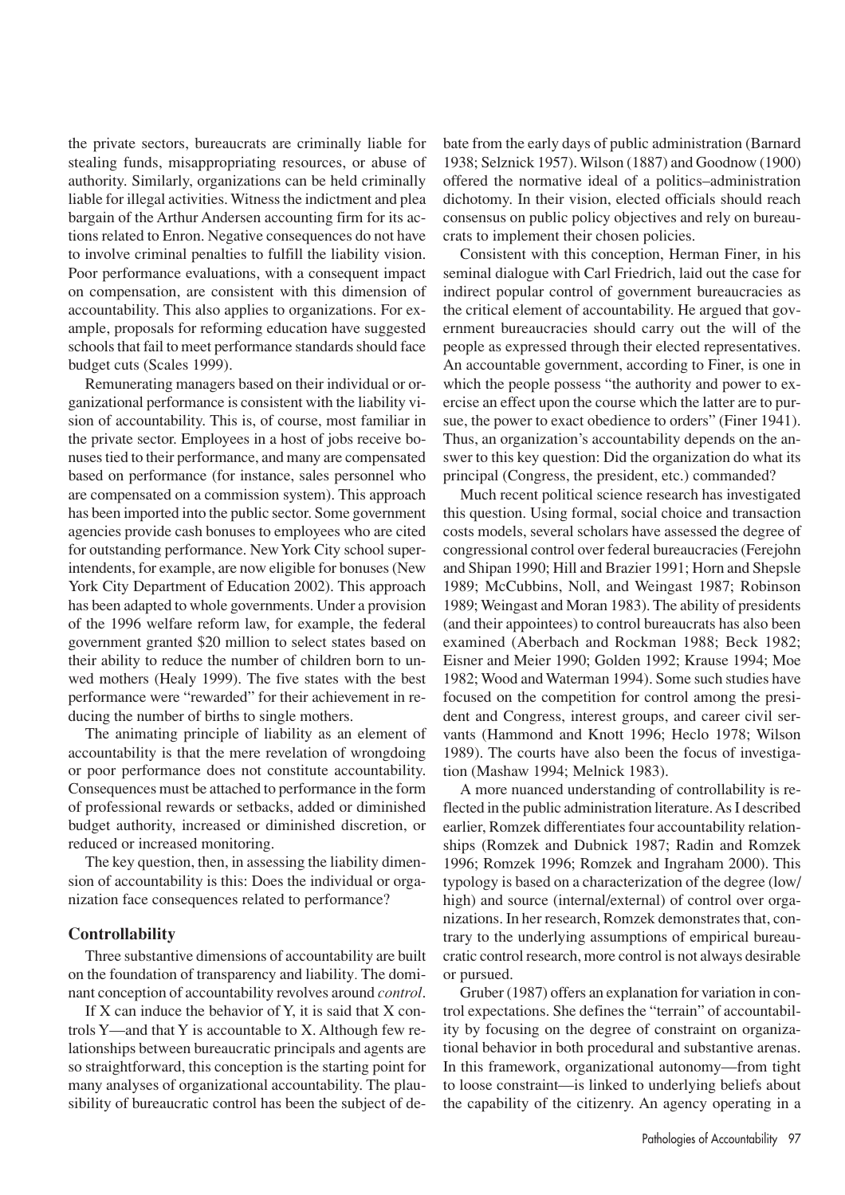the private sectors, bureaucrats are criminally liable for stealing funds, misappropriating resources, or abuse of authority. Similarly, organizations can be held criminally liable for illegal activities. Witness the indictment and plea bargain of the Arthur Andersen accounting firm for its actions related to Enron. Negative consequences do not have to involve criminal penalties to fulfill the liability vision. Poor performance evaluations, with a consequent impact on compensation, are consistent with this dimension of accountability. This also applies to organizations. For example, proposals for reforming education have suggested schools that fail to meet performance standards should face budget cuts (Scales 1999).

Remunerating managers based on their individual or organizational performance is consistent with the liability vision of accountability. This is, of course, most familiar in the private sector. Employees in a host of jobs receive bonuses tied to their performance, and many are compensated based on performance (for instance, sales personnel who are compensated on a commission system). This approach has been imported into the public sector. Some government agencies provide cash bonuses to employees who are cited for outstanding performance. New York City school superintendents, for example, are now eligible for bonuses (New York City Department of Education 2002). This approach has been adapted to whole governments. Under a provision of the 1996 welfare reform law, for example, the federal government granted $20 million to select states based on their ability to reduce the number of children born to unwed mothers (Healy 1999). The five states with the best performance were "rewarded" for their achievement in reducing the number of births to single mothers.

The animating principle of liability as an element of accountability is that the mere revelation of wrongdoing or poor performance does not constitute accountability. Consequences must be attached to performance in the form of professional rewards or setbacks, added or diminished budget authority, increased or diminished discretion, or reduced or increased monitoring.

The key question, then, in assessing the liability dimension of accountability is this: Does the individual or organization face consequences related to performance?

### Controllability

Three substantive dimensions of accountability are built on the foundation of transparency and liability. The dominant conception of accountability revolves around *control*. If X can induce the behavior of Y, it is said that X controls Y—and that Y is accountable to X. Although few relationships between bureaucratic principals and agents are so straightforward, this conception is the starting point for many analyses of organizational accountability. The plausibility of bureaucratic control has been the subject of debate from the early days of public administration (Barnard 1938; Selznick 1957). Wilson (1887) and Goodnow (1900) offered the normative ideal of a politics–administration dichotomy. In their vision, elected officials should reach consensus on public policy objectives and rely on bureaucrats to implement their chosen policies.

Consistent with this conception, Herman Finer, in his seminal dialogue with Carl Friedrich, laid out the case for indirect popular control of government bureaucracies as the critical element of accountability. He argued that government bureaucracies should carry out the will of the people as expressed through their elected representatives. An accountable government, according to Finer, is one in which the people possess "the authority and power to exercise an effect upon the course which the latter are to pursue, the power to exact obedience to orders" (Finer 1941). Thus, an organization's accountability depends on the answer to this key question: Did the organization do what its principal (Congress, the president, etc.) commanded?

Much recent political science research has investigated this question. Using formal, social choice and transaction costs models, several scholars have assessed the degree of congressional control over federal bureaucracies (Ferejohn and Shipan 1990; Hill and Brazier 1991; Horn and Shepsle 1989; McCubbins, Noll, and Weingast 1987; Robinson 1989; Weingast and Moran 1983). The ability of presidents (and their appointees) to control bureaucrats has also been examined (Aberbach and Rockman 1988; Beck 1982; Eisner and Meier 1990; Golden 1992; Krause 1994; Moe 1982; Wood and Waterman 1994). Some such studies have focused on the competition for control among the president and Congress, interest groups, and career civil servants (Hammond and Knott 1996; Heclo 1978; Wilson 1989). The courts have also been the focus of investigation (Mashaw 1994; Melnick 1983).

A more nuanced understanding of controllability is reflected in the public administration literature. As I described earlier, Romzek differentiates four accountability relationships (Romzek and Dubnick 1987; Radin and Romzek 1996; Romzek 1996; Romzek and Ingraham 2000). This typology is based on a characterization of the degree (low/high) and source (internal/external) of control over organizations. In her research, Romzek demonstrates that, contrary to the underlying assumptions of empirical bureaucratic control research, more control is not always desirable or pursued.

Gruber (1987) offers an explanation for variation in control expectations. She defines the "terrain" of accountability by focusing on the degree of constraint on organizational behavior in both procedural and substantive arenas. In this framework, organizational autonomy—from tight to loose constraint—is linked to underlying beliefs about the capability of the citizenry. An agency operating in a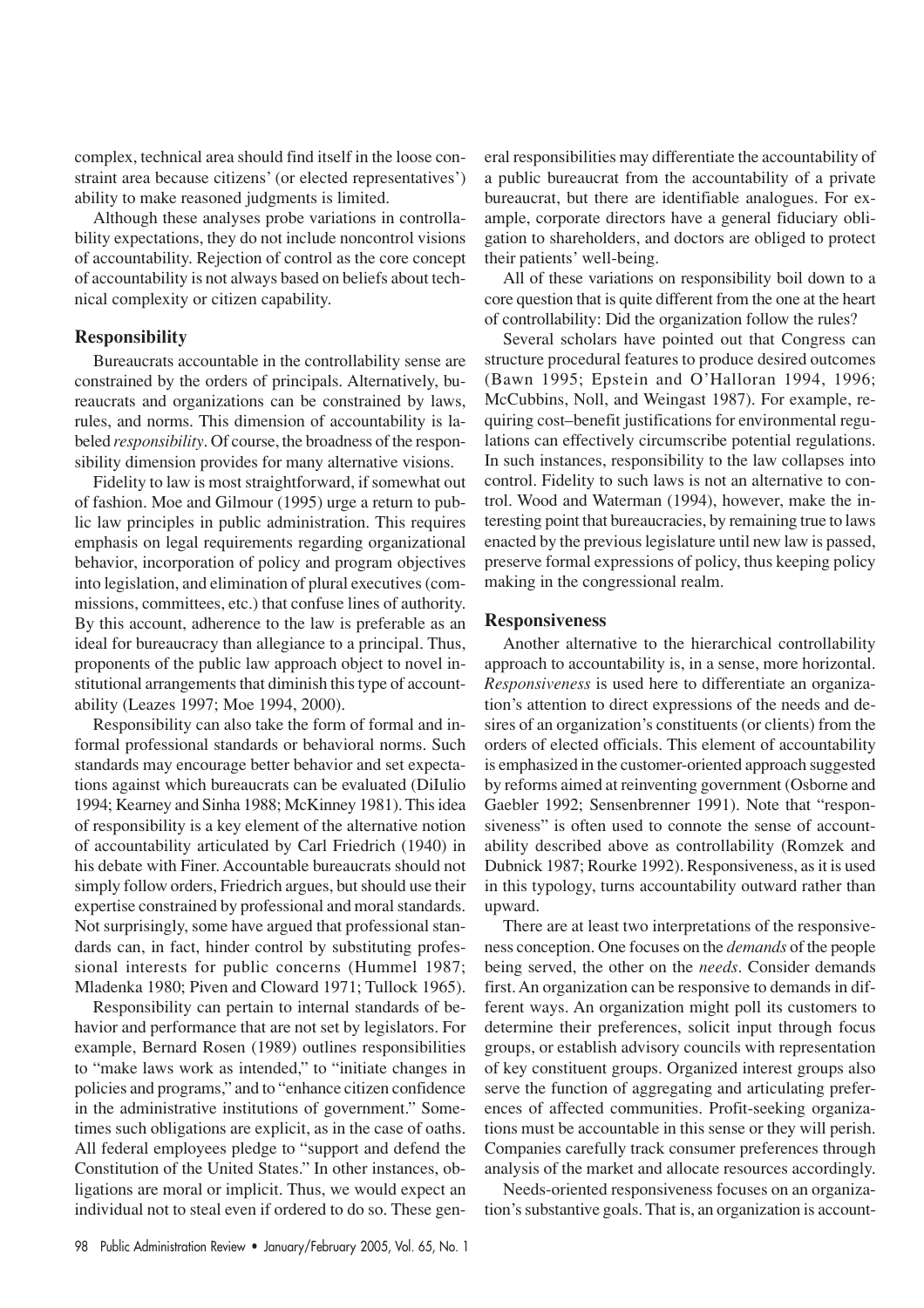complex, technical area should find itself in the loose constraint area because citizens' (or elected representatives') ability to make reasoned judgments is limited.

Although these analyses probe variations in controllability expectations, they do not include noncontrol visions of accountability. Rejection of control as the core concept of accountability is not always based on beliefs about technical complexity or citizen capability.

## Responsibility

Bureaucrats accountable in the controllability sense are constrained by the orders of principals. Alternatively, bureaucrats and organizations can be constrained by laws, rules, and norms. This dimension of accountability is labeled *responsibility*. Of course, the broadness of the responsibility dimension provides for many alternative visions.

Fidelity to law is most straightforward, if somewhat out of fashion. Moe and Gilmour (1995) urge a return to public law principles in public administration. This requires emphasis on legal requirements regarding organizational behavior, incorporation of policy and program objectives into legislation, and elimination of plural executives (commissions, committees, etc.) that confuse lines of authority. By this account, adherence to the law is preferable as an ideal for bureaucracy than allegiance to a principal. Thus, proponents of the public law approach object to novel institutional arrangements that diminish this type of accountability (Leazes 1997; Moe 1994, 2000).

Responsibility can also take the form of formal and informal professional standards or behavioral norms. Such standards may encourage better behavior and set expectations against which bureaucrats can be evaluated (DiIulio 1994; Kearney and Sinha 1988; McKinney 1981). This idea of responsibility is a key element of the alternative notion of accountability articulated by Carl Friedrich (1940) in his debate with Finer. Accountable bureaucrats should not simply follow orders, Friedrich argues, but should use their expertise constrained by professional and moral standards. Not surprisingly, some have argued that professional standards can, in fact, hinder control by substituting professional interests for public concerns (Hummel 1987; Mladenka 1980; Piven and Cloward 1971; Tullock 1965).

Responsibility can pertain to internal standards of behavior and performance that are not set by legislators. For example, Bernard Rosen (1989) outlines responsibilities to "make laws work as intended," to "initiate changes in policies and programs," and to "enhance citizen confidence in the administrative institutions of government." Sometimes such obligations are explicit, as in the case of oaths. All federal employees pledge to "support and defend the Constitution of the United States." In other instances, obligations are moral or implicit. Thus, we would expect an individual not to steal even if ordered to do so. These general responsibilities may differentiate the accountability of a public bureaucrat from the accountability of a private bureaucrat, but there are identifiable analogues. For example, corporate directors have a general fiduciary obligation to shareholders, and doctors are obliged to protect their patients' well-being.

All of these variations on responsibility boil down to a core question that is quite different from the one at the heart of controllability: Did the organization follow the rules?

Several scholars have pointed out that Congress can structure procedural features to produce desired outcomes (Bawn 1995; Epstein and O'Halloran 1994, 1996; McCubbins, Noll, and Weingast 1987). For example, requiring cost–benefit justifications for environmental regulations can effectively circumscribe potential regulations. In such instances, responsibility to the law collapses into control. Fidelity to such laws is not an alternative to control. Wood and Waterman (1994), however, make the interesting point that bureaucracies, by remaining true to laws enacted by the previous legislature until new law is passed, preserve formal expressions of policy, thus keeping policy making in the congressional realm.

## Responsiveness

Another alternative to the hierarchical controllability approach to accountability is, in a sense, more horizontal. *Responsiveness* is used here to differentiate an organization's attention to direct expressions of the needs and desires of an organization's constituents (or clients) from the orders of elected officials. This element of accountability is emphasized in the customer-oriented approach suggested by reforms aimed at reinventing government (Osborne and Gaebler 1992; Sensenbrenner 1991). Note that "responsiveness" is often used to connote the sense of accountability described above as controllability (Romzek and Dubnick 1987; Rourke 1992). Responsiveness, as it is used in this typology, turns accountability outward rather than upward.

There are at least two interpretations of the responsiveness conception. One focuses on the *demands* of the people being served, the other on the *needs*. Consider demands first. An organization can be responsive to demands in different ways. An organization might poll its customers to determine their preferences, solicit input through focus groups, or establish advisory councils with representation of key constituent groups. Organized interest groups also serve the function of aggregating and articulating preferences of affected communities. Profit-seeking organizations must be accountable in this sense or they will perish. Companies carefully track consumer preferences through analysis of the market and allocate resources accordingly.

Needs-oriented responsiveness focuses on an organization's substantive goals. That is, an organization is account-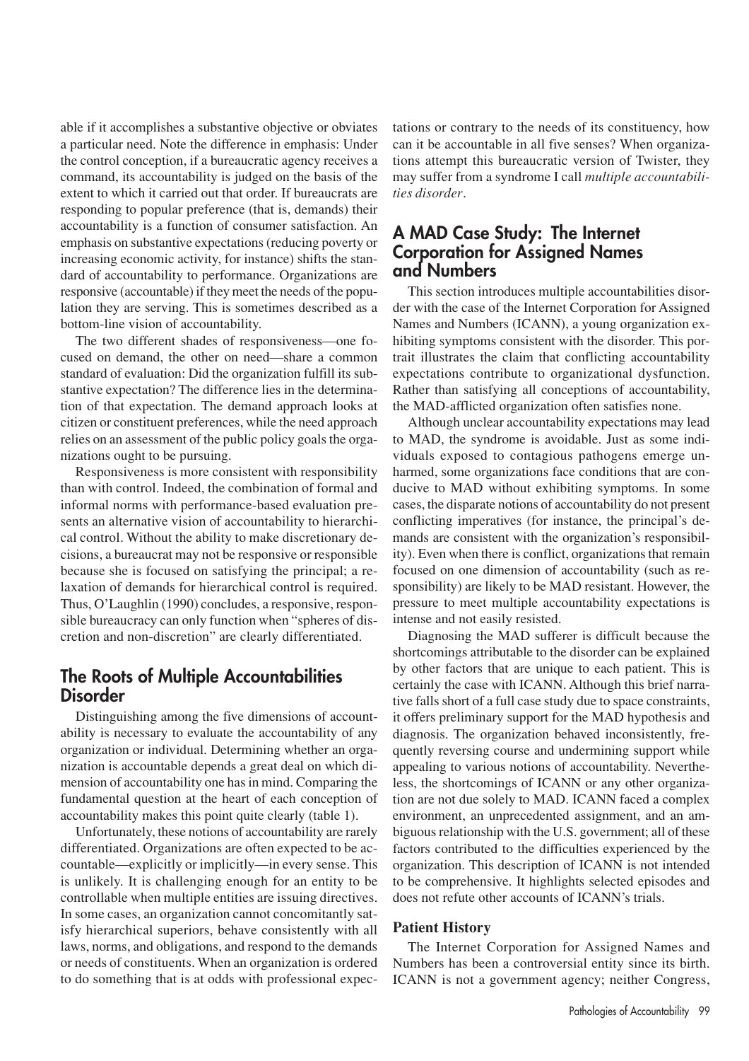able if it accomplishes a substantive objective or obviates a particular need. Note the difference in emphasis: Under the control conception, if a bureaucratic agency receives a command, its accountability is judged on the basis of the extent to which it carried out that order. If bureaucrats are responding to popular preference (that is, demands) their accountability is a function of consumer satisfaction. An emphasis on substantive expectations (reducing poverty or increasing economic activity, for instance) shifts the standard of accountability to performance. Organizations are responsive (accountable) if they meet the needs of the population they are serving. This is sometimes described as a bottom-line vision of accountability.

The two different shades of responsiveness—one focused on demand, the other on need—share a common standard of evaluation: Did the organization fulfill its substantive expectation? The difference lies in the determination of that expectation. The demand approach looks at citizen or constituent preferences, while the need approach relies on an assessment of the public policy goals the organizations ought to be pursuing.

Responsiveness is more consistent with responsibility than with control. Indeed, the combination of formal and informal norms with performance-based evaluation presents an alternative vision of accountability to hierarchical control. Without the ability to make discretionary decisions, a bureaucrat may not be responsive or responsible because she is focused on satisfying the principal; a relaxation of demands for hierarchical control is required. Thus, O'Laughlin (1990) concludes, a responsive, responsible bureaucracy can only function when "spheres of discretion and non-discretion" are clearly differentiated.

## The Roots of Multiple Accountabilities Disorder

Distinguishing among the five dimensions of accountability is necessary to evaluate the accountability of any organization or individual. Determining whether an organization is accountable depends a great deal on which dimension of accountability one has in mind. Comparing the fundamental question at the heart of each conception of accountability makes this point quite clearly (table 1).

Unfortunately, these notions of accountability are rarely differentiated. Organizations are often expected to be accountable—explicitly or implicitly—in every sense. This is unlikely. It is challenging enough for an entity to be controllable when multiple entities are issuing directives. In some cases, an organization cannot concomitantly satisfy hierarchical superiors, behave consistently with all laws, norms, and obligations, and respond to the demands or needs of constituents. When an organization is ordered to do something that is at odds with professional expectations or contrary to the needs of its constituency, how can it be accountable in all five senses? When organizations attempt this bureaucratic version of Twister, they may suffer from a syndrome I call *multiple accountabilities disorder*.

## A MAD Case Study: The Internet Corporation for Assigned Names and Numbers

This section introduces multiple accountabilities disorder with the case of the Internet Corporation for Assigned Names and Numbers (ICANN), a young organization exhibiting symptoms consistent with the disorder. This portrait illustrates the claim that conflicting accountability expectations contribute to organizational dysfunction. Rather than satisfying all conceptions of accountability, the MAD-afflicted organization often satisfies none.

Although unclear accountability expectations may lead to MAD, the syndrome is avoidable. Just as some individuals exposed to contagious pathogens emerge unharmed, some organizations face conditions that are conducive to MAD without exhibiting symptoms. In some cases, the disparate notions of accountability do not present conflicting imperatives (for instance, the principal's demands are consistent with the organization's responsibility). Even when there is conflict, organizations that remain focused on one dimension of accountability (such as responsibility) are likely to be MAD resistant. However, the pressure to meet multiple accountability expectations is intense and not easily resisted.

Diagnosing the MAD sufferer is difficult because the shortcomings attributable to the disorder can be explained by other factors that are unique to each patient. This is certainly the case with ICANN. Although this brief narrative falls short of a full case study due to space constraints, it offers preliminary support for the MAD hypothesis and diagnosis. The organization behaved inconsistently, frequently reversing course and undermining support while appealing to various notions of accountability. Nevertheless, the shortcomings of ICANN or any other organization are not due solely to MAD. ICANN faced a complex environment, an unprecedented assignment, and an ambiguous relationship with the U.S. government; all of these factors contributed to the difficulties experienced by the organization. This description of ICANN is not intended to be comprehensive. It highlights selected episodes and does not refute other accounts of ICANN's trials.

### Patient History

The Internet Corporation for Assigned Names and Numbers has been a controversial entity since its birth. ICANN is not a government agency; neither Congress,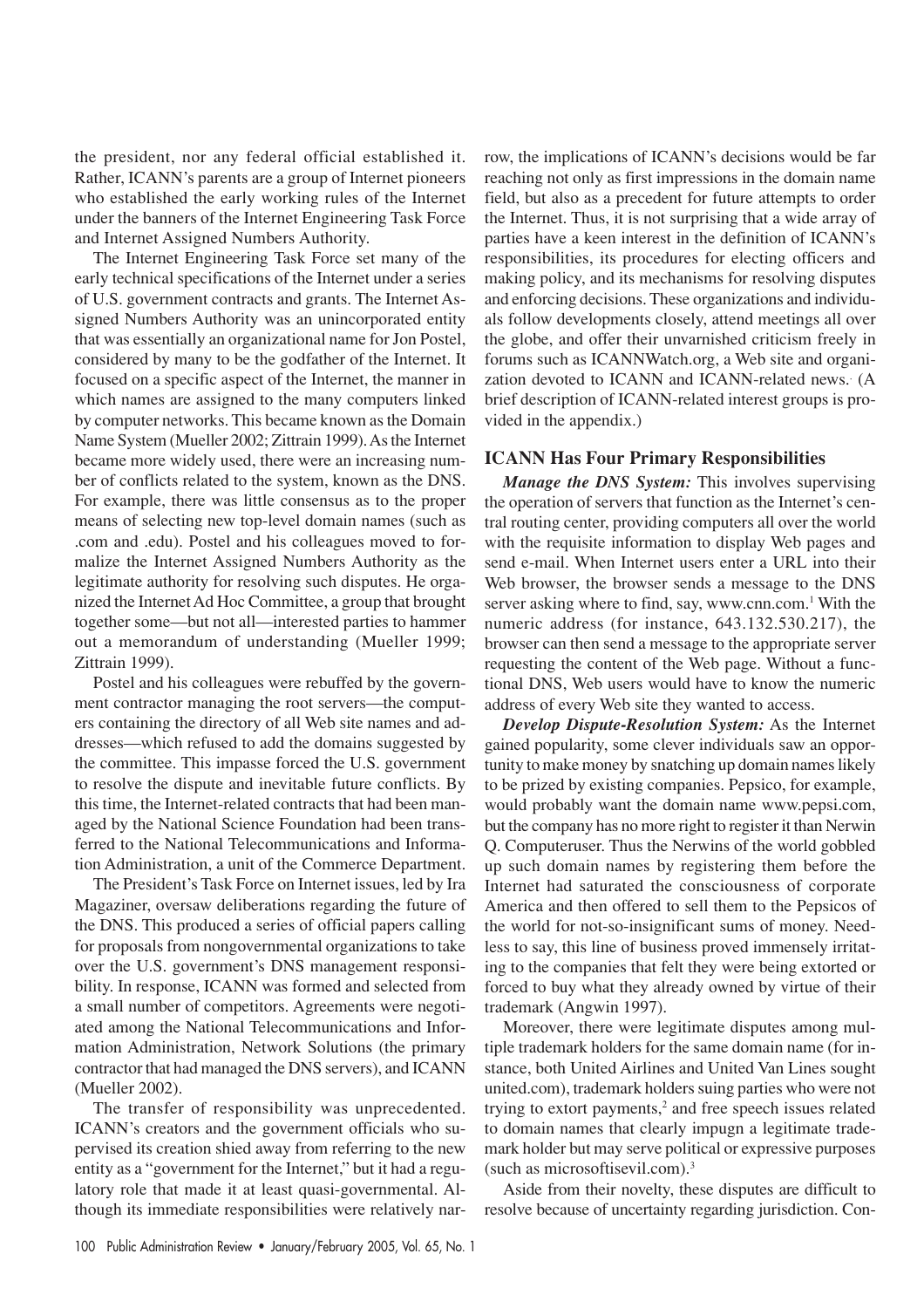the president, nor any federal official established it. Rather, ICANN's parents are a group of Internet pioneers who established the early working rules of the Internet under the banners of the Internet Engineering Task Force and Internet Assigned Numbers Authority.

The Internet Engineering Task Force set many of the early technical specifications of the Internet under a series of U.S. government contracts and grants. The Internet Assigned Numbers Authority was an unincorporated entity that was essentially an organizational name for Jon Postel, considered by many to be the godfather of the Internet. It focused on a specific aspect of the Internet, the manner in which names are assigned to the many computers linked by computer networks. This became known as the Domain Name System (Mueller 2002; Zittrain 1999). As the Internet became more widely used, there were an increasing number of conflicts related to the system, known as the DNS. For example, there was little consensus as to the proper means of selecting new top-level domain names (such as .com and .edu). Postel and his colleagues moved to formalize the Internet Assigned Numbers Authority as the legitimate authority for resolving such disputes. He organized the Internet Ad Hoc Committee, a group that brought together some—but not all—interested parties to hammer out a memorandum of understanding (Mueller 1999; Zittrain 1999).

Postel and his colleagues were rebuffed by the government contractor managing the root servers—the computers containing the directory of all Web site names and addresses—which refused to add the domains suggested by the committee. This impasse forced the U.S. government to resolve the dispute and inevitable future conflicts. By this time, the Internet-related contracts that had been managed by the National Science Foundation had been transferred to the National Telecommunications and Information Administration, a unit of the Commerce Department.

The President's Task Force on Internet issues, led by Ira Magaziner, oversaw deliberations regarding the future of the DNS. This produced a series of official papers calling for proposals from nongovernmental organizations to take over the U.S. government's DNS management responsibility. In response, ICANN was formed and selected from a small number of competitors. Agreements were negotiated among the National Telecommunications and Information Administration, Network Solutions (the primary contractor that had managed the DNS servers), and ICANN (Mueller 2002).

The transfer of responsibility was unprecedented. ICANN's creators and the government officials who supervised its creation shied away from referring to the new entity as a "government for the Internet," but it had a regulatory role that made it at least quasi-governmental. Although its immediate responsibilities were relatively narrow, the implications of ICANN's decisions would be far reaching not only as first impressions in the domain name field, but also as a precedent for future attempts to order the Internet. Thus, it is not surprising that a wide array of parties have a keen interest in the definition of ICANN's responsibilities, its procedures for electing officers and making policy, and its mechanisms for resolving disputes and enforcing decisions. These organizations and individuals follow developments closely, attend meetings all over the globe, and offer their unvarnished criticism freely in forums such as ICANNWatch.org, a Web site and organization devoted to ICANN and ICANN-related news. (A brief description of ICANN-related interest groups is provided in the appendix.)

## ICANN Has Four Primary Responsibilities

***Manage the DNS System:*** This involves supervising the operation of servers that function as the Internet's central routing center, providing computers all over the world with the requisite information to display Web pages and send e-mail. When Internet users enter a URL into their Web browser, the browser sends a message to the DNS server asking where to find, say, www.cnn.com.[1] With the numeric address (for instance, 643.132.530.217), the browser can then send a message to the appropriate server requesting the content of the Web page. Without a functional DNS, Web users would have to know the numeric address of every Web site they wanted to access.

***Develop Dispute-Resolution System:*** As the Internet gained popularity, some clever individuals saw an opportunity to make money by snatching up domain names likely to be prized by existing companies. Pepsico, for example, would probably want the domain name www.pepsi.com, but the company has no more right to register it than Nerwin Q. Computeruser. Thus the Nerwins of the world gobbled up such domain names by registering them before the Internet had saturated the consciousness of corporate America and then offered to sell them to the Pepsicos of the world for not-so-insignificant sums of money. Needless to say, this line of business proved immensely irritating to the companies that felt they were being extorted or forced to buy what they already owned by virtue of their trademark (Angwin 1997).

Moreover, there were legitimate disputes among multiple trademark holders for the same domain name (for instance, both United Airlines and United Van Lines sought united.com), trademark holders suing parties who were not trying to extort payments,[2] and free speech issues related to domain names that clearly impugn a legitimate trademark holder but may serve political or expressive purposes (such as microsoftisevil.com).[3]

Aside from their novelty, these disputes are difficult to resolve because of uncertainty regarding jurisdiction. Con-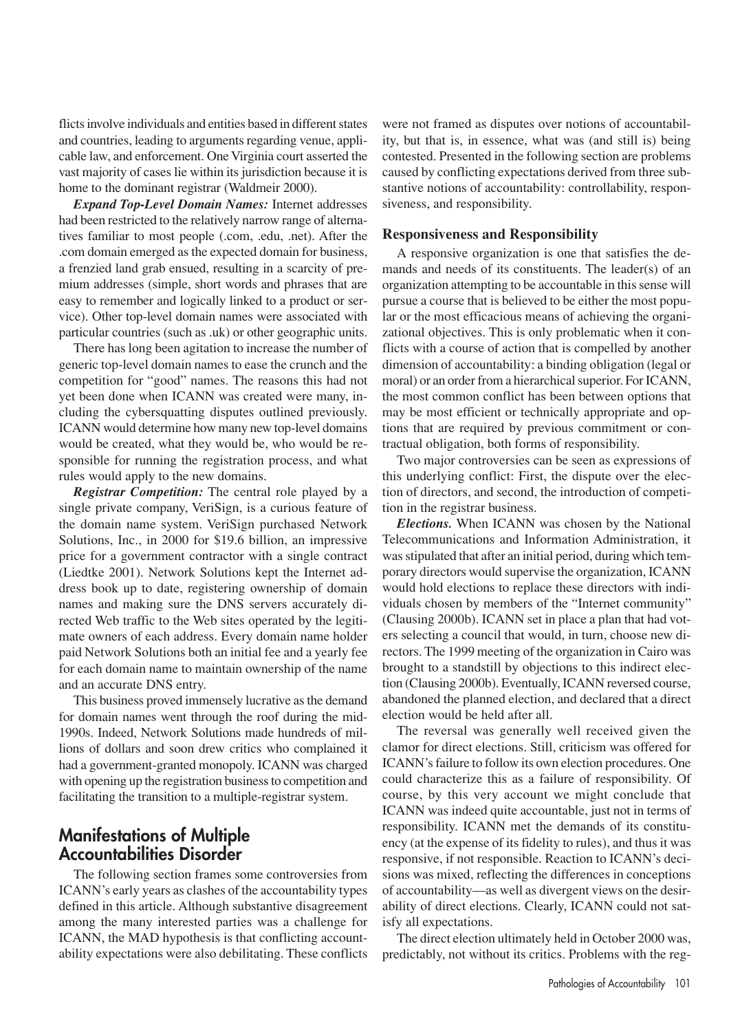flicts involve individuals and entities based in different states and countries, leading to arguments regarding venue, applicable law, and enforcement. One Virginia court asserted the vast majority of cases lie within its jurisdiction because it is home to the dominant registrar (Waldmeir 2000).

***Expand Top-Level Domain Names:*** Internet addresses had been restricted to the relatively narrow range of alternatives familiar to most people (.com, .edu, .net). After the .com domain emerged as the expected domain for business, a frenzied land grab ensued, resulting in a scarcity of premium addresses (simple, short words and phrases that are easy to remember and logically linked to a product or service). Other top-level domain names were associated with particular countries (such as .uk) or other geographic units.

There has long been agitation to increase the number of generic top-level domain names to ease the crunch and the competition for "good" names. The reasons this had not yet been done when ICANN was created were many, including the cybersquatting disputes outlined previously. ICANN would determine how many new top-level domains would be created, what they would be, who would be responsible for running the registration process, and what rules would apply to the new domains.

***Registrar Competition:*** The central role played by a single private company, VeriSign, is a curious feature of the domain name system. VeriSign purchased Network Solutions, Inc., in 2000 for $19.6 billion, an impressive price for a government contractor with a single contract (Liedtke 2001). Network Solutions kept the Internet address book up to date, registering ownership of domain names and making sure the DNS servers accurately directed Web traffic to the Web sites operated by the legitimate owners of each address. Every domain name holder paid Network Solutions both an initial fee and a yearly fee for each domain name to maintain ownership of the name and an accurate DNS entry.

This business proved immensely lucrative as the demand for domain names went through the roof during the mid-1990s. Indeed, Network Solutions made hundreds of millions of dollars and soon drew critics who complained it had a government-granted monopoly. ICANN was charged with opening up the registration business to competition and facilitating the transition to a multiple-registrar system.

## Manifestations of Multiple Accountabilities Disorder

The following section frames some controversies from ICANN's early years as clashes of the accountability types defined in this article. Although substantive disagreement among the many interested parties was a challenge for ICANN, the MAD hypothesis is that conflicting accountability expectations were also debilitating. These conflicts were not framed as disputes over notions of accountability, but that is, in essence, what was (and still is) being contested. Presented in the following section are problems caused by conflicting expectations derived from three substantive notions of accountability: controllability, responsiveness, and responsibility.

### Responsiveness and Responsibility

A responsive organization is one that satisfies the demands and needs of its constituents. The leader(s) of an organization attempting to be accountable in this sense will pursue a course that is believed to be either the most popular or the most efficacious means of achieving the organizational objectives. This is only problematic when it conflicts with a course of action that is compelled by another dimension of accountability: a binding obligation (legal or moral) or an order from a hierarchical superior. For ICANN, the most common conflict has been between options that may be most efficient or technically appropriate and options that are required by previous commitment or contractual obligation, both forms of responsibility.

Two major controversies can be seen as expressions of this underlying conflict: First, the dispute over the election of directors, and second, the introduction of competition in the registrar business.

***Elections.*** When ICANN was chosen by the National Telecommunications and Information Administration, it was stipulated that after an initial period, during which temporary directors would supervise the organization, ICANN would hold elections to replace these directors with individuals chosen by members of the "Internet community" (Clausing 2000b). ICANN set in place a plan that had voters selecting a council that would, in turn, choose new directors. The 1999 meeting of the organization in Cairo was brought to a standstill by objections to this indirect election (Clausing 2000b). Eventually, ICANN reversed course, abandoned the planned election, and declared that a direct election would be held after all.

The reversal was generally well received given the clamor for direct elections. Still, criticism was offered for ICANN's failure to follow its own election procedures. One could characterize this as a failure of responsibility. Of course, by this very account we might conclude that ICANN was indeed quite accountable, just not in terms of responsibility. ICANN met the demands of its constituency (at the expense of its fidelity to rules), and thus it was responsive, if not responsible. Reaction to ICANN's decisions was mixed, reflecting the differences in conceptions of accountability—as well as divergent views on the desirability of direct elections. Clearly, ICANN could not satisfy all expectations.

The direct election ultimately held in October 2000 was, predictably, not without its critics. Problems with the reg-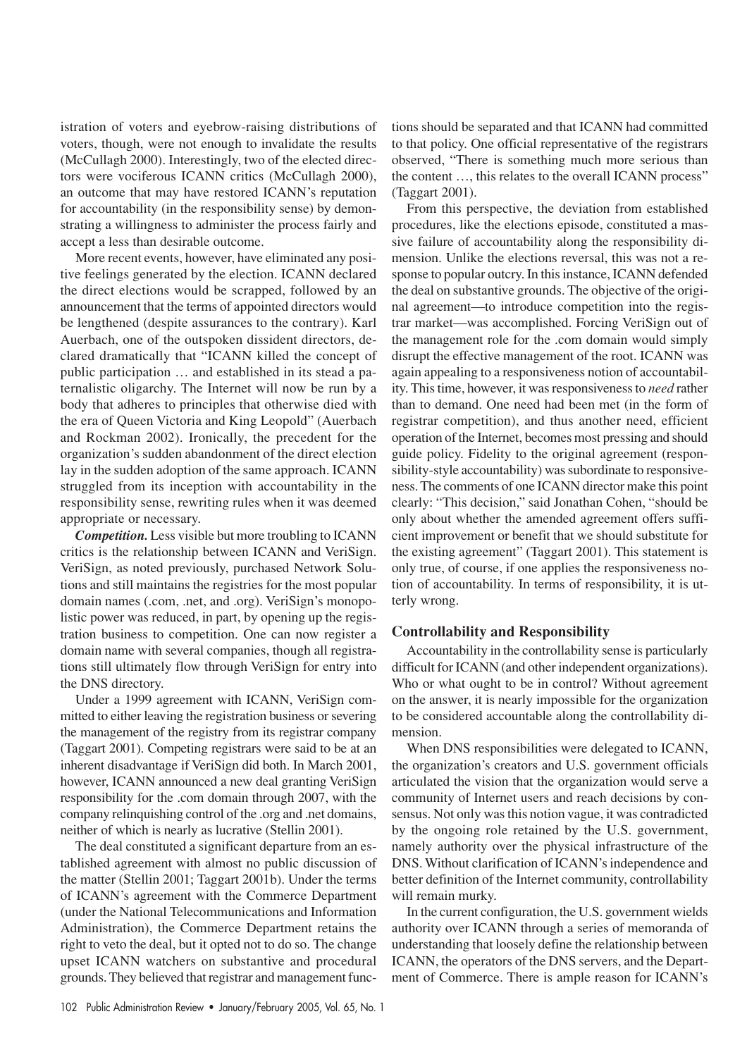istration of voters and eyebrow-raising distributions of voters, though, were not enough to invalidate the results (McCullagh 2000). Interestingly, two of the elected directors were vociferous ICANN critics (McCullagh 2000), an outcome that may have restored ICANN's reputation for accountability (in the responsibility sense) by demonstrating a willingness to administer the process fairly and accept a less than desirable outcome.

More recent events, however, have eliminated any positive feelings generated by the election. ICANN declared the direct elections would be scrapped, followed by an announcement that the terms of appointed directors would be lengthened (despite assurances to the contrary). Karl Auerbach, one of the outspoken dissident directors, declared dramatically that "ICANN killed the concept of public participation … and established in its stead a paternalistic oligarchy. The Internet will now be run by a body that adheres to principles that otherwise died with the era of Queen Victoria and King Leopold" (Auerbach and Rockman 2002). Ironically, the precedent for the organization's sudden abandonment of the direct election lay in the sudden adoption of the same approach. ICANN struggled from its inception with accountability in the responsibility sense, rewriting rules when it was deemed appropriate or necessary.

***Competition.*** Less visible but more troubling to ICANN critics is the relationship between ICANN and VeriSign. VeriSign, as noted previously, purchased Network Solutions and still maintains the registries for the most popular domain names (.com, .net, and .org). VeriSign's monopolistic power was reduced, in part, by opening up the registration business to competition. One can now register a domain name with several companies, though all registrations still ultimately flow through VeriSign for entry into the DNS directory.

Under a 1999 agreement with ICANN, VeriSign committed to either leaving the registration business or severing the management of the registry from its registrar company (Taggart 2001). Competing registrars were said to be at an inherent disadvantage if VeriSign did both. In March 2001, however, ICANN announced a new deal granting VeriSign responsibility for the .com domain through 2007, with the company relinquishing control of the .org and .net domains, neither of which is nearly as lucrative (Stellin 2001).

The deal constituted a significant departure from an established agreement with almost no public discussion of the matter (Stellin 2001; Taggart 2001b). Under the terms of ICANN's agreement with the Commerce Department (under the National Telecommunications and Information Administration), the Commerce Department retains the right to veto the deal, but it opted not to do so. The change upset ICANN watchers on substantive and procedural grounds. They believed that registrar and management functions should be separated and that ICANN had committed to that policy. One official representative of the registrars observed, "There is something much more serious than the content …, this relates to the overall ICANN process" (Taggart 2001).

From this perspective, the deviation from established procedures, like the elections episode, constituted a massive failure of accountability along the responsibility dimension. Unlike the elections reversal, this was not a response to popular outcry. In this instance, ICANN defended the deal on substantive grounds. The objective of the original agreement—to introduce competition into the registrar market—was accomplished. Forcing VeriSign out of the management role for the .com domain would simply disrupt the effective management of the root. ICANN was again appealing to a responsiveness notion of accountability. This time, however, it was responsiveness to *need* rather than to demand. One need had been met (in the form of registrar competition), and thus another need, efficient operation of the Internet, becomes most pressing and should guide policy. Fidelity to the original agreement (responsibility-style accountability) was subordinate to responsiveness. The comments of one ICANN director make this point clearly: "This decision," said Jonathan Cohen, "should be only about whether the amended agreement offers sufficient improvement or benefit that we should substitute for the existing agreement" (Taggart 2001). This statement is only true, of course, if one applies the responsiveness notion of accountability. In terms of responsibility, it is utterly wrong.

### Controllability and Responsibility

Accountability in the controllability sense is particularly difficult for ICANN (and other independent organizations). Who or what ought to be in control? Without agreement on the answer, it is nearly impossible for the organization to be considered accountable along the controllability dimension.

When DNS responsibilities were delegated to ICANN, the organization's creators and U.S. government officials articulated the vision that the organization would serve a community of Internet users and reach decisions by consensus. Not only was this notion vague, it was contradicted by the ongoing role retained by the U.S. government, namely authority over the physical infrastructure of the DNS. Without clarification of ICANN's independence and better definition of the Internet community, controllability will remain murky.

In the current configuration, the U.S. government wields authority over ICANN through a series of memoranda of understanding that loosely define the relationship between ICANN, the operators of the DNS servers, and the Department of Commerce. There is ample reason for ICANN's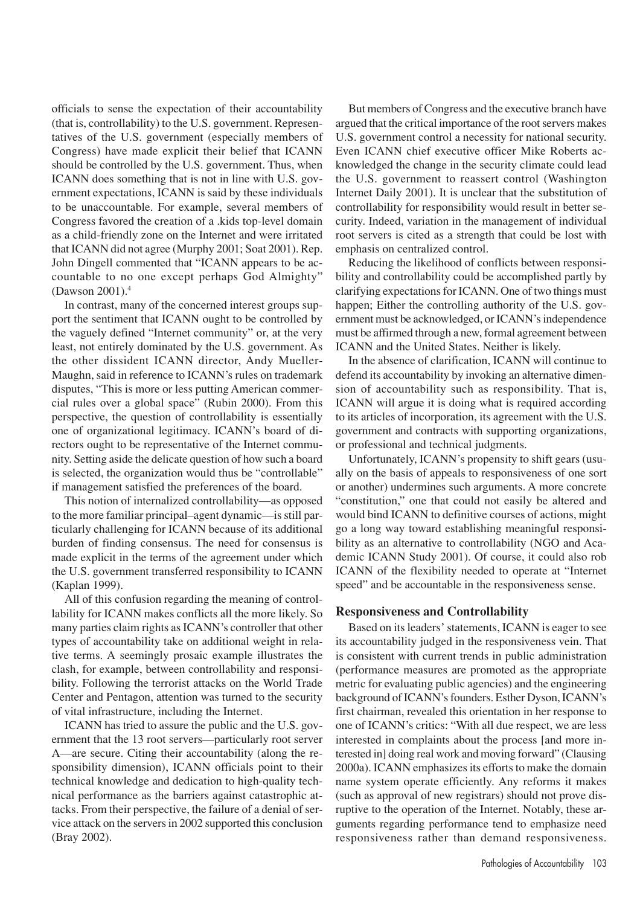officials to sense the expectation of their accountability (that is, controllability) to the U.S. government. Representatives of the U.S. government (especially members of Congress) have made explicit their belief that ICANN should be controlled by the U.S. government. Thus, when ICANN does something that is not in line with U.S. government expectations, ICANN is said by these individuals to be unaccountable. For example, several members of Congress favored the creation of a .kids top-level domain as a child-friendly zone on the Internet and were irritated that ICANN did not agree (Murphy 2001; Soat 2001). Rep. John Dingell commented that "ICANN appears to be accountable to no one except perhaps God Almighty" (Dawson 2001).[4]

In contrast, many of the concerned interest groups support the sentiment that ICANN ought to be controlled by the vaguely defined "Internet community" or, at the very least, not entirely dominated by the U.S. government. As the other dissident ICANN director, Andy Mueller-Maughn, said in reference to ICANN's rules on trademark disputes, "This is more or less putting American commercial rules over a global space" (Rubin 2000). From this perspective, the question of controllability is essentially one of organizational legitimacy. ICANN's board of directors ought to be representative of the Internet community. Setting aside the delicate question of how such a board is selected, the organization would thus be "controllable" if management satisfied the preferences of the board.

This notion of internalized controllability—as opposed to the more familiar principal–agent dynamic—is still particularly challenging for ICANN because of its additional burden of finding consensus. The need for consensus is made explicit in the terms of the agreement under which the U.S. government transferred responsibility to ICANN (Kaplan 1999).

All of this confusion regarding the meaning of controllability for ICANN makes conflicts all the more likely. So many parties claim rights as ICANN's controller that other types of accountability take on additional weight in relative terms. A seemingly prosaic example illustrates the clash, for example, between controllability and responsibility. Following the terrorist attacks on the World Trade Center and Pentagon, attention was turned to the security of vital infrastructure, including the Internet.

ICANN has tried to assure the public and the U.S. government that the 13 root servers—particularly root server A—are secure. Citing their accountability (along the responsibility dimension), ICANN officials point to their technical knowledge and dedication to high-quality technical performance as the barriers against catastrophic attacks. From their perspective, the failure of a denial of service attack on the servers in 2002 supported this conclusion (Bray 2002).

But members of Congress and the executive branch have argued that the critical importance of the root servers makes U.S. government control a necessity for national security. Even ICANN chief executive officer Mike Roberts acknowledged the change in the security climate could lead the U.S. government to reassert control (Washington Internet Daily 2001). It is unclear that the substitution of controllability for responsibility would result in better security. Indeed, variation in the management of individual root servers is cited as a strength that could be lost with emphasis on centralized control.

Reducing the likelihood of conflicts between responsibility and controllability could be accomplished partly by clarifying expectations for ICANN. One of two things must happen; Either the controlling authority of the U.S. government must be acknowledged, or ICANN's independence must be affirmed through a new, formal agreement between ICANN and the United States. Neither is likely.

In the absence of clarification, ICANN will continue to defend its accountability by invoking an alternative dimension of accountability such as responsibility. That is, ICANN will argue it is doing what is required according to its articles of incorporation, its agreement with the U.S. government and contracts with supporting organizations, or professional and technical judgments.

Unfortunately, ICANN's propensity to shift gears (usually on the basis of appeals to responsiveness of one sort or another) undermines such arguments. A more concrete "constitution," one that could not easily be altered and would bind ICANN to definitive courses of actions, might go a long way toward establishing meaningful responsibility as an alternative to controllability (NGO and Academic ICANN Study 2001). Of course, it could also rob ICANN of the flexibility needed to operate at "Internet speed" and be accountable in the responsiveness sense.

### Responsiveness and Controllability

Based on its leaders' statements, ICANN is eager to see its accountability judged in the responsiveness vein. That is consistent with current trends in public administration (performance measures are promoted as the appropriate metric for evaluating public agencies) and the engineering background of ICANN's founders. Esther Dyson, ICANN's first chairman, revealed this orientation in her response to one of ICANN's critics: "With all due respect, we are less interested in complaints about the process [and more interested in] doing real work and moving forward" (Clausing 2000a). ICANN emphasizes its efforts to make the domain name system operate efficiently. Any reforms it makes (such as approval of new registrars) should not prove disruptive to the operation of the Internet. Notably, these arguments regarding performance tend to emphasize need responsiveness rather than demand responsiveness.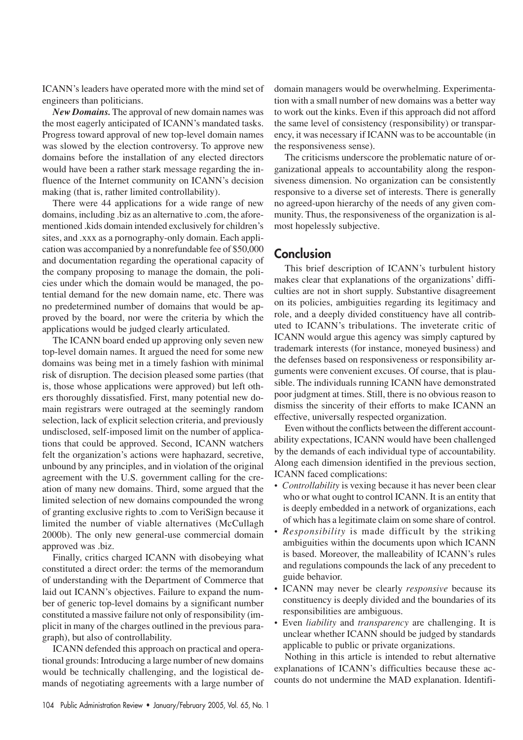ICANN's leaders have operated more with the mind set of engineers than politicians.

***New Domains.*** The approval of new domain names was the most eagerly anticipated of ICANN's mandated tasks. Progress toward approval of new top-level domain names was slowed by the election controversy. To approve new domains before the installation of any elected directors would have been a rather stark message regarding the influence of the Internet community on ICANN's decision making (that is, rather limited controllability).

There were 44 applications for a wide range of new domains, including .biz as an alternative to .com, the aforementioned .kids domain intended exclusively for children's sites, and .xxx as a pornography-only domain. Each application was accompanied by a nonrefundable fee of $50,000 and documentation regarding the operational capacity of the company proposing to manage the domain, the policies under which the domain would be managed, the potential demand for the new domain name, etc. There was no predetermined number of domains that would be approved by the board, nor were the criteria by which the applications would be judged clearly articulated.

The ICANN board ended up approving only seven new top-level domain names. It argued the need for some new domains was being met in a timely fashion with minimal risk of disruption. The decision pleased some parties (that is, those whose applications were approved) but left others thoroughly dissatisfied. First, many potential new domain registrars were outraged at the seemingly random selection, lack of explicit selection criteria, and previously undisclosed, self-imposed limit on the number of applications that could be approved. Second, ICANN watchers felt the organization's actions were haphazard, secretive, unbound by any principles, and in violation of the original agreement with the U.S. government calling for the creation of many new domains. Third, some argued that the limited selection of new domains compounded the wrong of granting exclusive rights to .com to VeriSign because it limited the number of viable alternatives (McCullagh 2000b). The only new general-use commercial domain approved was .biz.

Finally, critics charged ICANN with disobeying what constituted a direct order: the terms of the memorandum of understanding with the Department of Commerce that laid out ICANN's objectives. Failure to expand the number of generic top-level domains by a significant number constituted a massive failure not only of responsibility (implicit in many of the charges outlined in the previous paragraph), but also of controllability.

ICANN defended this approach on practical and operational grounds: Introducing a large number of new domains would be technically challenging, and the logistical demands of negotiating agreements with a large number of domain managers would be overwhelming. Experimentation with a small number of new domains was a better way to work out the kinks. Even if this approach did not afford the same level of consistency (responsibility) or transparency, it was necessary if ICANN was to be accountable (in the responsiveness sense).

The criticisms underscore the problematic nature of organizational appeals to accountability along the responsiveness dimension. No organization can be consistently responsive to a diverse set of interests. There is generally no agreed-upon hierarchy of the needs of any given community. Thus, the responsiveness of the organization is almost hopelessly subjective.

## Conclusion

This brief description of ICANN's turbulent history makes clear that explanations of the organizations' difficulties are not in short supply. Substantive disagreement on its policies, ambiguities regarding its legitimacy and role, and a deeply divided constituency have all contributed to ICANN's tribulations. The inveterate critic of ICANN would argue this agency was simply captured by trademark interests (for instance, moneyed business) and the defenses based on responsiveness or responsibility arguments were convenient excuses. Of course, that is plausible. The individuals running ICANN have demonstrated poor judgment at times. Still, there is no obvious reason to dismiss the sincerity of their efforts to make ICANN an effective, universally respected organization.

Even without the conflicts between the different accountability expectations, ICANN would have been challenged by the demands of each individual type of accountability. Along each dimension identified in the previous section, ICANN faced complications:

- *Controllability* is vexing because it has never been clear who or what ought to control ICANN. It is an entity that is deeply embedded in a network of organizations, each of which has a legitimate claim on some share of control.
- *Responsibility* is made difficult by the striking ambiguities within the documents upon which ICANN is based. Moreover, the malleability of ICANN's rules and regulations compounds the lack of any precedent to guide behavior.
- ICANN may never be clearly *responsive* because its constituency is deeply divided and the boundaries of its responsibilities are ambiguous.
- Even *liability* and *transparency* are challenging. It is unclear whether ICANN should be judged by standards applicable to public or private organizations.

Nothing in this article is intended to rebut alternative explanations of ICANN's difficulties because these accounts do not undermine the MAD explanation. Identifi-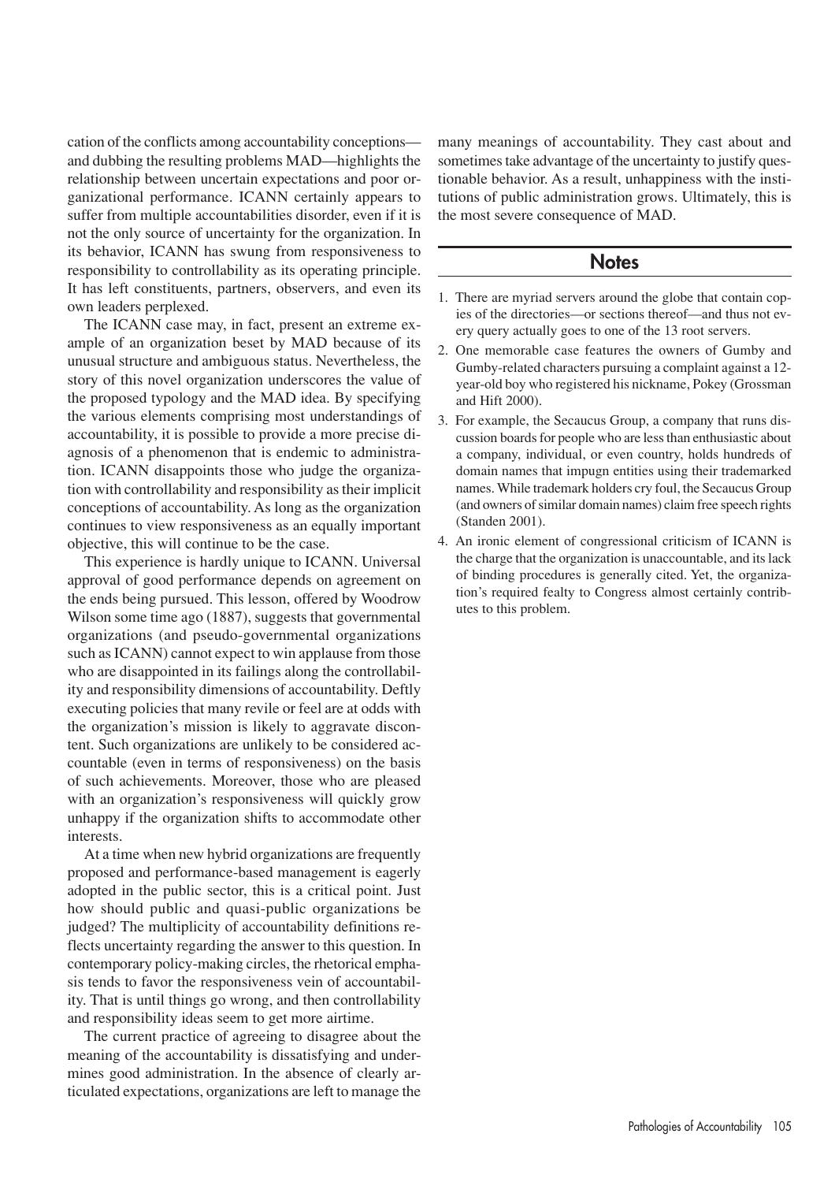cation of the conflicts among accountability conceptions—and dubbing the resulting problems MAD—highlights the relationship between uncertain expectations and poor organizational performance. ICANN certainly appears to suffer from multiple accountabilities disorder, even if it is not the only source of uncertainty for the organization. In its behavior, ICANN has swung from responsiveness to responsibility to controllability as its operating principle. It has left constituents, partners, observers, and even its own leaders perplexed.

The ICANN case may, in fact, present an extreme example of an organization beset by MAD because of its unusual structure and ambiguous status. Nevertheless, the story of this novel organization underscores the value of the proposed typology and the MAD idea. By specifying the various elements comprising most understandings of accountability, it is possible to provide a more precise diagnosis of a phenomenon that is endemic to administration. ICANN disappoints those who judge the organization with controllability and responsibility as their implicit conceptions of accountability. As long as the organization continues to view responsiveness as an equally important objective, this will continue to be the case.

This experience is hardly unique to ICANN. Universal approval of good performance depends on agreement on the ends being pursued. This lesson, offered by Woodrow Wilson some time ago (1887), suggests that governmental organizations (and pseudo-governmental organizations such as ICANN) cannot expect to win applause from those who are disappointed in its failings along the controllability and responsibility dimensions of accountability. Deftly executing policies that many revile or feel are at odds with the organization's mission is likely to aggravate discontent. Such organizations are unlikely to be considered accountable (even in terms of responsiveness) on the basis of such achievements. Moreover, those who are pleased with an organization's responsiveness will quickly grow unhappy if the organization shifts to accommodate other interests.

At a time when new hybrid organizations are frequently proposed and performance-based management is eagerly adopted in the public sector, this is a critical point. Just how should public and quasi-public organizations be judged? The multiplicity of accountability definitions reflects uncertainty regarding the answer to this question. In contemporary policy-making circles, the rhetorical emphasis tends to favor the responsiveness vein of accountability. That is until things go wrong, and then controllability and responsibility ideas seem to get more airtime.

The current practice of agreeing to disagree about the meaning of the accountability is dissatisfying and undermines good administration. In the absence of clearly articulated expectations, organizations are left to manage the many meanings of accountability. They cast about and sometimes take advantage of the uncertainty to justify questionable behavior. As a result, unhappiness with the institutions of public administration grows. Ultimately, this is the most severe consequence of MAD.

## Notes

1. There are myriad servers around the globe that contain copies of the directories—or sections thereof—and thus not every query actually goes to one of the 13 root servers.
2. One memorable case features the owners of Gumby and Gumby-related characters pursuing a complaint against a 12-year-old boy who registered his nickname, Pokey (Grossman and Hift 2000).
3. For example, the Secaucus Group, a company that runs discussion boards for people who are less than enthusiastic about a company, individual, or even country, holds hundreds of domain names that impugn entities using their trademarked names. While trademark holders cry foul, the Secaucus Group (and owners of similar domain names) claim free speech rights (Standen 2001).
4. An ironic element of congressional criticism of ICANN is the charge that the organization is unaccountable, and its lack of binding procedures is generally cited. Yet, the organization's required fealty to Congress almost certainly contributes to this problem.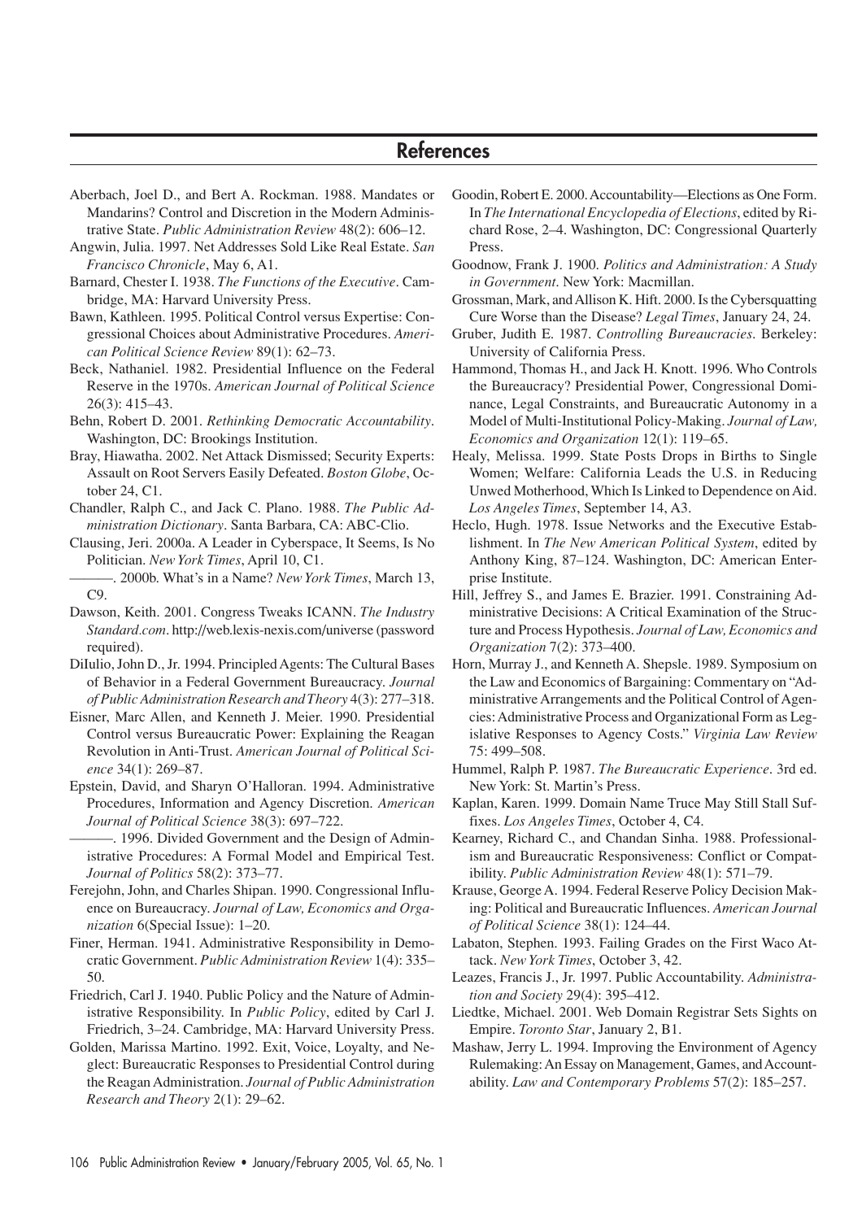## References

Aberbach, Joel D., and Bert A. Rockman. 1988. Mandates or Mandarins? Control and Discretion in the Modern Administrative State. *Public Administration Review* 48(2): 606–12.

Angwin, Julia. 1997. Net Addresses Sold Like Real Estate. *San Francisco Chronicle*, May 6, A1.

Barnard, Chester I. 1938. *The Functions of the Executive*. Cambridge, MA: Harvard University Press.

Bawn, Kathleen. 1995. Political Control versus Expertise: Congressional Choices about Administrative Procedures. *American Political Science Review* 89(1): 62–73.

Beck, Nathaniel. 1982. Presidential Influence on the Federal Reserve in the 1970s. *American Journal of Political Science* 26(3): 415–43.

Behn, Robert D. 2001. *Rethinking Democratic Accountability*. Washington, DC: Brookings Institution.

Bray, Hiawatha. 2002. Net Attack Dismissed; Security Experts: Assault on Root Servers Easily Defeated. *Boston Globe*, October 24, C1.

Chandler, Ralph C., and Jack C. Plano. 1988. *The Public Administration Dictionary*. Santa Barbara, CA: ABC-Clio.

Clausing, Jeri. 2000a. A Leader in Cyberspace, It Seems, Is No Politician. *New York Times*, April 10, C1.

———. 2000b. What's in a Name? *New York Times*, March 13, C9.

Dawson, Keith. 2001. Congress Tweaks ICANN. *The Industry Standard.com*. http://web.lexis-nexis.com/universe (password required).

DiIulio, John D., Jr. 1994. Principled Agents: The Cultural Bases of Behavior in a Federal Government Bureaucracy. *Journal of Public Administration Research and Theory* 4(3): 277–318.

Eisner, Marc Allen, and Kenneth J. Meier. 1990. Presidential Control versus Bureaucratic Power: Explaining the Reagan Revolution in Anti-Trust. *American Journal of Political Science* 34(1): 269–87.

Epstein, David, and Sharyn O'Halloran. 1994. Administrative Procedures, Information and Agency Discretion. *American Journal of Political Science* 38(3): 697–722.

———. 1996. Divided Government and the Design of Administrative Procedures: A Formal Model and Empirical Test. *Journal of Politics* 58(2): 373–77.

Ferejohn, John, and Charles Shipan. 1990. Congressional Influence on Bureaucracy. *Journal of Law, Economics and Organization* 6(Special Issue): 1–20.

Finer, Herman. 1941. Administrative Responsibility in Democratic Government. *Public Administration Review* 1(4): 335–50.

Friedrich, Carl J. 1940. Public Policy and the Nature of Administrative Responsibility. In *Public Policy*, edited by Carl J. Friedrich, 3–24. Cambridge, MA: Harvard University Press.

Golden, Marissa Martino. 1992. Exit, Voice, Loyalty, and Neglect: Bureaucratic Responses to Presidential Control during the Reagan Administration. *Journal of Public Administration Research and Theory* 2(1): 29–62.

Goodin, Robert E. 2000. Accountability—Elections as One Form. In *The International Encyclopedia of Elections*, edited by Richard Rose, 2–4. Washington, DC: Congressional Quarterly Press.

Goodnow, Frank J. 1900. *Politics and Administration: A Study in Government*. New York: Macmillan.

Grossman, Mark, and Allison K. Hift. 2000. Is the Cybersquatting Cure Worse than the Disease? *Legal Times*, January 24, 24.

Gruber, Judith E. 1987. *Controlling Bureaucracies*. Berkeley: University of California Press.

Hammond, Thomas H., and Jack H. Knott. 1996. Who Controls the Bureaucracy? Presidential Power, Congressional Dominance, Legal Constraints, and Bureaucratic Autonomy in a Model of Multi-Institutional Policy-Making. *Journal of Law, Economics and Organization* 12(1): 119–65.

Healy, Melissa. 1999. State Posts Drops in Births to Single Women; Welfare: California Leads the U.S. in Reducing Unwed Motherhood, Which Is Linked to Dependence on Aid. *Los Angeles Times*, September 14, A3.

Heclo, Hugh. 1978. Issue Networks and the Executive Establishment. In *The New American Political System*, edited by Anthony King, 87–124. Washington, DC: American Enterprise Institute.

Hill, Jeffrey S., and James E. Brazier. 1991. Constraining Administrative Decisions: A Critical Examination of the Structure and Process Hypothesis. *Journal of Law, Economics and Organization* 7(2): 373–400.

Horn, Murray J., and Kenneth A. Shepsle. 1989. Symposium on the Law and Economics of Bargaining: Commentary on "Administrative Arrangements and the Political Control of Agencies: Administrative Process and Organizational Form as Legislative Responses to Agency Costs." *Virginia Law Review* 75: 499–508.

Hummel, Ralph P. 1987. *The Bureaucratic Experience*. 3rd ed. New York: St. Martin's Press.

Kaplan, Karen. 1999. Domain Name Truce May Still Stall Suffixes. *Los Angeles Times*, October 4, C4.

Kearney, Richard C., and Chandan Sinha. 1988. Professionalism and Bureaucratic Responsiveness: Conflict or Compatibility. *Public Administration Review* 48(1): 571–79.

Krause, George A. 1994. Federal Reserve Policy Decision Making: Political and Bureaucratic Influences. *American Journal of Political Science* 38(1): 124–44.

Labaton, Stephen. 1993. Failing Grades on the First Waco Attack. *New York Times*, October 3, 42.

Leazes, Francis J., Jr. 1997. Public Accountability. *Administration and Society* 29(4): 395–412.

Liedtke, Michael. 2001. Web Domain Registrar Sets Sights on Empire. *Toronto Star*, January 2, B1.

Mashaw, Jerry L. 1994. Improving the Environment of Agency Rulemaking: An Essay on Management, Games, and Accountability. *Law and Contemporary Problems* 57(2): 185–257.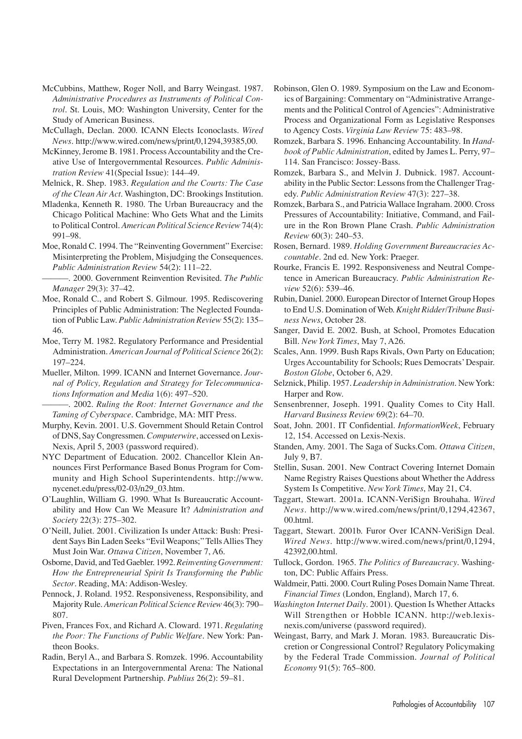McCubbins, Matthew, Roger Noll, and Barry Weingast. 1987. *Administrative Procedures as Instruments of Political Control*. St. Louis, MO: Washington University, Center for the Study of American Business.

McCullagh, Declan. 2000. ICANN Elects Iconoclasts. *Wired News*. http://www.wired.com/news/print/0,1294,39385,00.

McKinney, Jerome B. 1981. Process Accountability and the Creative Use of Intergovernmental Resources. *Public Administration Review* 41(Special Issue): 144–49.

Melnick, R. Shep. 1983. *Regulation and the Courts: The Case of the Clean Air Act*. Washington, DC: Brookings Institution.

Mladenka, Kenneth R. 1980. The Urban Bureaucracy and the Chicago Political Machine: Who Gets What and the Limits to Political Control. *American Political Science Review* 74(4): 991–98.

Moe, Ronald C. 1994. The "Reinventing Government" Exercise: Misinterpreting the Problem, Misjudging the Consequences. *Public Administration Review* 54(2): 111–22.

———. 2000. Government Reinvention Revisited. *The Public Manager* 29(3): 37–42.

Moe, Ronald C., and Robert S. Gilmour. 1995. Rediscovering Principles of Public Administration: The Neglected Foundation of Public Law. *Public Administration Review* 55(2): 135–46.

Moe, Terry M. 1982. Regulatory Performance and Presidential Administration. *American Journal of Political Science* 26(2): 197–224.

Mueller, Milton. 1999. ICANN and Internet Governance. *Journal of Policy, Regulation and Strategy for Telecommunications Information and Media* 1(6): 497–520.

———. 2002. *Ruling the Root: Internet Governance and the Taming of Cyberspace*. Cambridge, MA: MIT Press.

Murphy, Kevin. 2001. U.S. Government Should Retain Control of DNS, Say Congressmen. *Computerwire*, accessed on Lexis-Nexis, April 5, 2003 (password required).

NYC Department of Education. 2002. Chancellor Klein Announces First Performance Based Bonus Program for Community and High School Superintendents. http://www.nycenet.edu/press/02-03/n29_03.htm.

O'Laughlin, William G. 1990. What Is Bureaucratic Accountability and How Can We Measure It? *Administration and Society* 22(3): 275–302.

O'Neill, Juliet. 2001. Civilization Is under Attack: Bush: President Says Bin Laden Seeks "Evil Weapons;" Tells Allies They Must Join War. *Ottawa Citizen*, November 7, A6.

Osborne, David, and Ted Gaebler. 1992. *Reinventing Government: How the Entrepreneurial Spirit Is Transforming the Public Sector*. Reading, MA: Addison-Wesley.

Pennock, J. Roland. 1952. Responsiveness, Responsibility, and Majority Rule. *American Political Science Review* 46(3): 790–807.

Piven, Frances Fox, and Richard A. Cloward. 1971. *Regulating the Poor: The Functions of Public Welfare*. New York: Pantheon Books.

Radin, Beryl A., and Barbara S. Romzek. 1996. Accountability Expectations in an Intergovernmental Arena: The National Rural Development Partnership. *Publius* 26(2): 59–81.

Robinson, Glen O. 1989. Symposium on the Law and Economics of Bargaining: Commentary on "Administrative Arrangements and the Political Control of Agencies": Administrative Process and Organizational Form as Legislative Responses to Agency Costs. *Virginia Law Review* 75: 483–98.

Romzek, Barbara S. 1996. Enhancing Accountability. In *Handbook of Public Administration*, edited by James L. Perry, 97–114. San Francisco: Jossey-Bass.

Romzek, Barbara S., and Melvin J. Dubnick. 1987. Accountability in the Public Sector: Lessons from the Challenger Tragedy. *Public Administration Review* 47(3): 227–38.

Romzek, Barbara S., and Patricia Wallace Ingraham. 2000. Cross Pressures of Accountability: Initiative, Command, and Failure in the Ron Brown Plane Crash. *Public Administration Review* 60(3): 240–53.

Rosen, Bernard. 1989. *Holding Government Bureaucracies Accountable*. 2nd ed. New York: Praeger.

Rourke, Francis E. 1992. Responsiveness and Neutral Competence in American Bureaucracy. *Public Administration Review* 52(6): 539–46.

Rubin, Daniel. 2000. European Director of Internet Group Hopes to End U.S. Domination of Web. *Knight Ridder/Tribune Business News*, October 28.

Sanger, David E. 2002. Bush, at School, Promotes Education Bill. *New York Times*, May 7, A26.

Scales, Ann. 1999. Bush Raps Rivals, Own Party on Education; Urges Accountability for Schools; Rues Democrats' Despair. *Boston Globe*, October 6, A29.

Selznick, Philip. 1957. *Leadership in Administration*. New York: Harper and Row.

Sensenbrenner, Joseph. 1991. Quality Comes to City Hall. *Harvard Business Review* 69(2): 64–70.

Soat, John. 2001. IT Confidential. *InformationWeek*, February 12, 154. Accessed on Lexis-Nexis.

Standen, Amy. 2001. The Saga of Sucks.Com. *Ottawa Citizen*, July 9, B7.

Stellin, Susan. 2001. New Contract Covering Internet Domain Name Registry Raises Questions about Whether the Address System Is Competitive. *New York Times*, May 21, C4.

Taggart, Stewart. 2001a. ICANN-VeriSign Brouhaha. *Wired News*. http://www.wired.com/news/print/0,1294,42367,00.html.

Taggart, Stewart. 2001b. Furor Over ICANN-VeriSign Deal. *Wired News*. http://www.wired.com/news/print/0,1294,42392,00.html.

Tullock, Gordon. 1965. *The Politics of Bureaucracy*. Washington, DC: Public Affairs Press.

Waldmeir, Patti. 2000. Court Ruling Poses Domain Name Threat. *Financial Times* (London, England), March 17, 6.

*Washington Internet Daily*. 2001). Question Is Whether Attacks Will Strengthen or Hobble ICANN. http://web.lexis-nexis.com/universe (password required).

Weingast, Barry, and Mark J. Moran. 1983. Bureaucratic Discretion or Congressional Control? Regulatory Policymaking by the Federal Trade Commission. *Journal of Political Economy* 91(5): 765–800.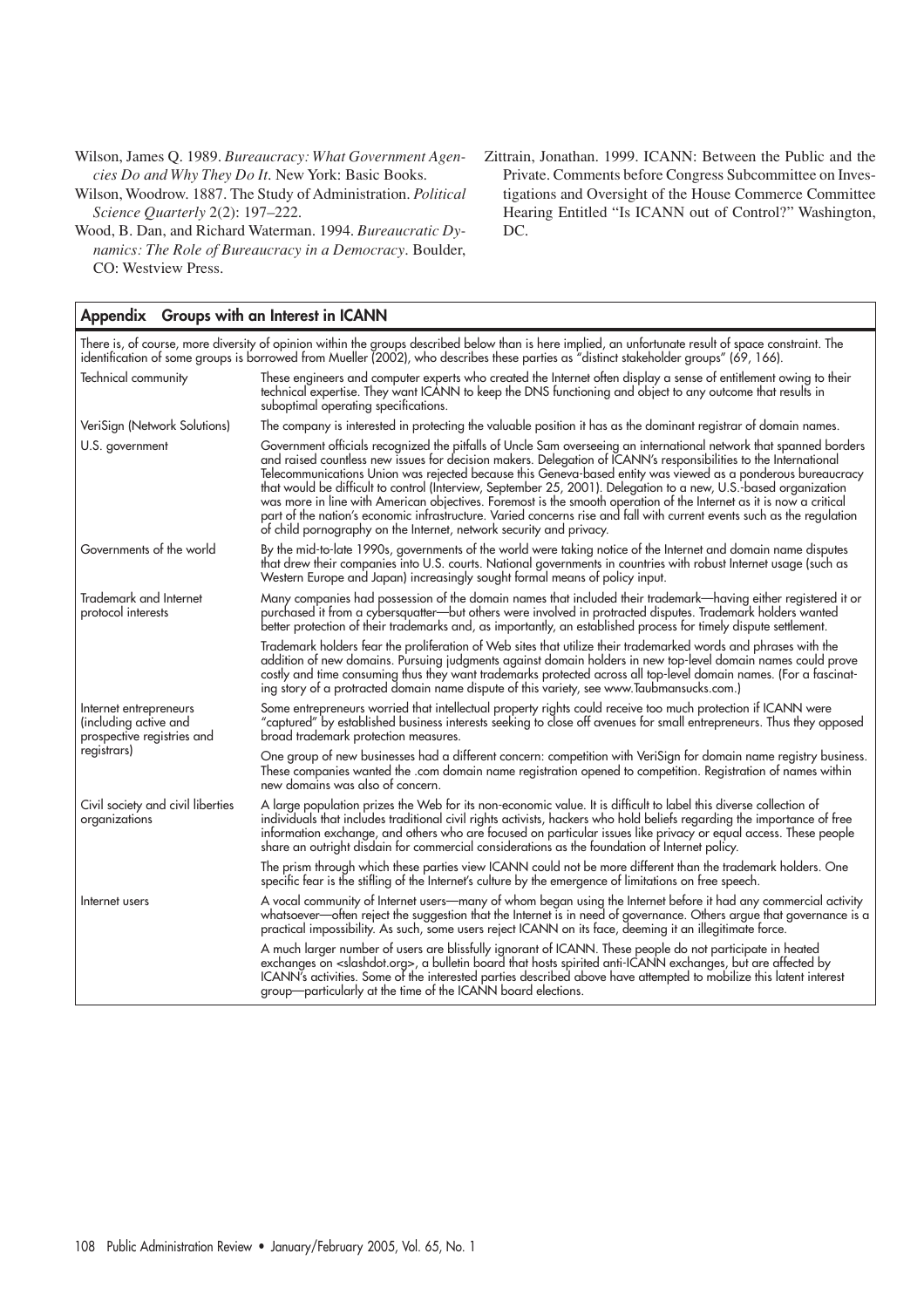Wilson, James Q. 1989. *Bureaucracy: What Government Agencies Do and Why They Do It*. New York: Basic Books.

Wilson, Woodrow. 1887. The Study of Administration. *Political Science Quarterly* 2(2): 197–222.

Wood, B. Dan, and Richard Waterman. 1994. *Bureaucratic Dynamics: The Role of Bureaucracy in a Democracy*. Boulder, CO: Westview Press.

Zittrain, Jonathan. 1999. ICANN: Between the Public and the Private. Comments before Congress Subcommittee on Investigations and Oversight of the House Commerce Committee Hearing Entitled "Is ICANN out of Control?" Washington, DC.

## Appendix Groups with an Interest in ICANN

There is, of course, more diversity of opinion within the groups described below than is here implied, an unfortunate result of space constraint. The identification of some groups is borrowed from Mueller (2002), who describes these parties as "distinct stakeholder groups" (69, 166).

| | |
|---|---|
| Technical community | These engineers and computer experts who created the Internet often display a sense of entitlement owing to their technical expertise. They want ICANN to keep the DNS functioning and object to any outcome that results in suboptimal operating specifications. |
| VeriSign (Network Solutions) | The company is interested in protecting the valuable position it has as the dominant registrar of domain names. |
| U.S. government | Government officials recognized the pitfalls of Uncle Sam overseeing an international network that spanned borders and raised countless new issues for decision makers. Delegation of ICANN's responsibilities to the International Telecommunications Union was rejected because this Geneva-based entity was viewed as a ponderous bureaucracy that would be difficult to control (Interview, September 25, 2001). Delegation to a new, U.S.-based organization was more in line with American objectives. Foremost is the smooth operation of the Internet as it is now a critical part of the nation's economic infrastructure. Varied concerns rise and fall with current events such as the regulation of child pornography on the Internet, network security and privacy. |
| Governments of the world | By the mid-to-late 1990s, governments of the world were taking notice of the Internet and domain name disputes that drew their companies into U.S. courts. National governments in countries with robust Internet usage (such as Western Europe and Japan) increasingly sought formal means of policy input. |
| Trademark and Internet protocol interests | Many companies had possession of the domain names that included their trademark—having either registered it or purchased it from a cybersquatter—but others were involved in protracted disputes. Trademark holders wanted better protection of their trademarks and, as importantly, an established process for timely dispute settlement. |
| | Trademark holders fear the proliferation of Web sites that utilize their trademarked words and phrases with the addition of new domains. Pursuing judgments against domain holders in new top-level domain names could prove costly and time consuming thus they want trademarks protected across all top-level domain names. (For a fascinating story of a protracted domain name dispute of this variety, see www.Taubmansucks.com.) |
| Internet entrepreneurs (including active and prospective registries and registrars) | Some entrepreneurs worried that intellectual property rights could receive too much protection if ICANN were "captured" by established business interests seeking to close off avenues for small entrepreneurs. Thus they opposed broad trademark protection measures. |
| | One group of new businesses had a different concern: competition with VeriSign for domain name registry business. These companies wanted the .com domain name registration opened to competition. Registration of names within new domains was also of concern. |
| Civil society and civil liberties organizations | A large population prizes the Web for its non-economic value. It is difficult to label this diverse collection of individuals that includes traditional civil rights activists, hackers who hold beliefs regarding the importance of free information exchange, and others who are focused on particular issues like privacy or equal access. These people share an outright disdain for commercial considerations as the foundation of Internet policy. |
| | The prism through which these parties view ICANN could not be more different than the trademark holders. One specific fear is the stifling of the Internet's culture by the emergence of limitations on free speech. |
| Internet users | A vocal community of Internet users—many of whom began using the Internet before it had any commercial activity whatsoever—often reject the suggestion that the Internet is in need of governance. Others argue that governance is a practical impossibility. As such, some users reject ICANN on its face, deeming it an illegitimate force. |
| | A much larger number of users are blissfully ignorant of ICANN. These people do not participate in heated exchanges on <slashdot.org>, a bulletin board that hosts spirited anti-ICANN exchanges, but are affected by ICANN's activities. Some of the interested parties described above have attempted to mobilize this latent interest group—particularly at the time of the ICANN board elections. |